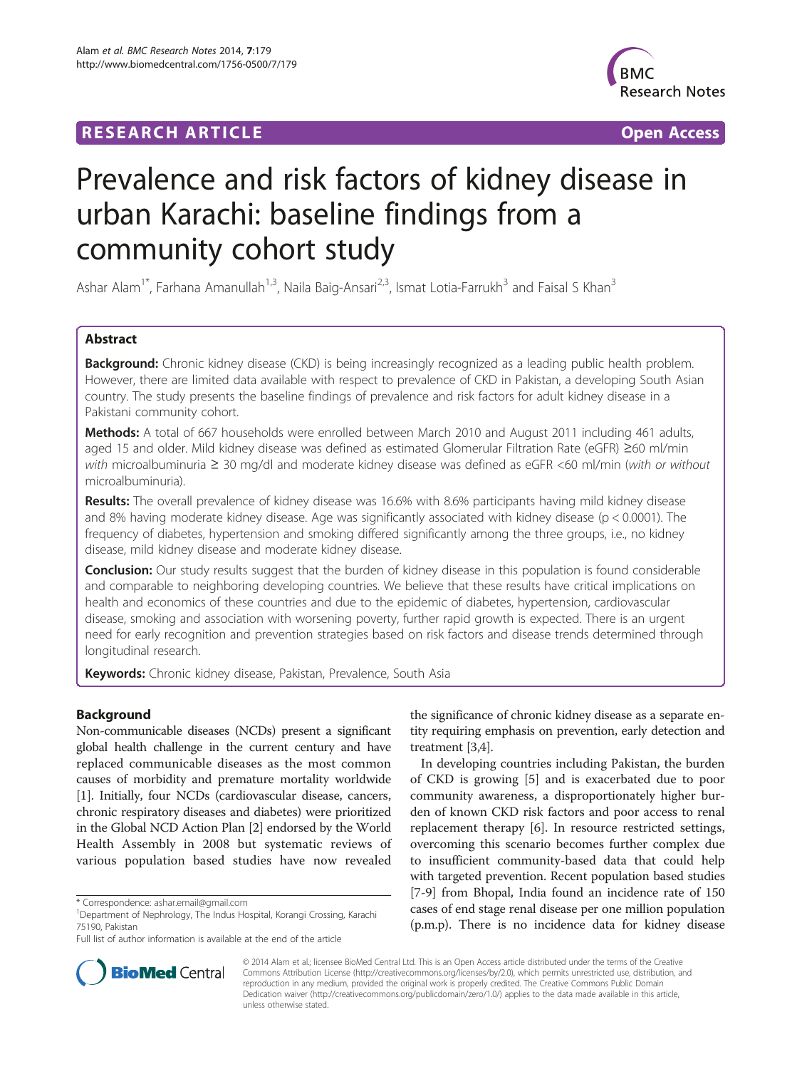**RESEARCH ARTICLE** **Open Access**

# Prevalence and risk factors of kidney disease in urban Karachi: baseline findings from a community cohort study

Ashar Alam[1*], Farhana Amanullah[1,3], Naila Baig-Ansari[2,3], Ismat Lotia-Farrukh[3] and Faisal S Khan[3]

## Abstract

**Background:** Chronic kidney disease (CKD) is being increasingly recognized as a leading public health problem. However, there are limited data available with respect to prevalence of CKD in Pakistan, a developing South Asian country. The study presents the baseline findings of prevalence and risk factors for adult kidney disease in a Pakistani community cohort.

**Methods:** A total of 667 households were enrolled between March 2010 and August 2011 including 461 adults, aged 15 and older. Mild kidney disease was defined as estimated Glomerular Filtration Rate (eGFR) ≥60 ml/min *with* microalbuminuria ≥ 30 mg/dl and moderate kidney disease was defined as eGFR <60 ml/min (*with or without* microalbuminuria).

**Results:** The overall prevalence of kidney disease was 16.6% with 8.6% participants having mild kidney disease and 8% having moderate kidney disease. Age was significantly associated with kidney disease ($p < 0.0001$). The frequency of diabetes, hypertension and smoking differed significantly among the three groups, i.e., no kidney disease, mild kidney disease and moderate kidney disease.

**Conclusion:** Our study results suggest that the burden of kidney disease in this population is found considerable and comparable to neighboring developing countries. We believe that these results have critical implications on health and economics of these countries and due to the epidemic of diabetes, hypertension, cardiovascular disease, smoking and association with worsening poverty, further rapid growth is expected. There is an urgent need for early recognition and prevention strategies based on risk factors and disease trends determined through longitudinal research.

**Keywords:** Chronic kidney disease, Pakistan, Prevalence, South Asia

## Background

Non-communicable diseases (NCDs) present a significant global health challenge in the current century and have replaced communicable diseases as the most common causes of morbidity and premature mortality worldwide [1]. Initially, four NCDs (cardiovascular disease, cancers, chronic respiratory diseases and diabetes) were prioritized in the Global NCD Action Plan [2] endorsed by the World Health Assembly in 2008 but systematic reviews of various population based studies have now revealed the significance of chronic kidney disease as a separate entity requiring emphasis on prevention, early detection and treatment [3,4].

In developing countries including Pakistan, the burden of CKD is growing [5] and is exacerbated due to poor community awareness, a disproportionately higher burden of known CKD risk factors and poor access to renal replacement therapy [6]. In resource restricted settings, overcoming this scenario becomes further complex due to insufficient community-based data that could help with targeted prevention. Recent population based studies [7-9] from Bhopal, India found an incidence rate of 150 cases of end stage renal disease per one million population (p.m.p). There is no incidence data for kidney disease

\* Correspondence: ashar.email@gmail.com
[1]Department of Nephrology, The Indus Hospital, Korangi Crossing, Karachi 75190, Pakistan
Full list of author information is available at the end of the article

© 2014 Alam et al.; licensee BioMed Central Ltd. This is an Open Access article distributed under the terms of the Creative Commons Attribution License (http://creativecommons.org/licenses/by/2.0), which permits unrestricted use, distribution, and reproduction in any medium, provided the original work is properly credited. The Creative Commons Public Domain Dedication waiver (http://creativecommons.org/publicdomain/zero/1.0/) applies to the data made available in this article, unless otherwise stated.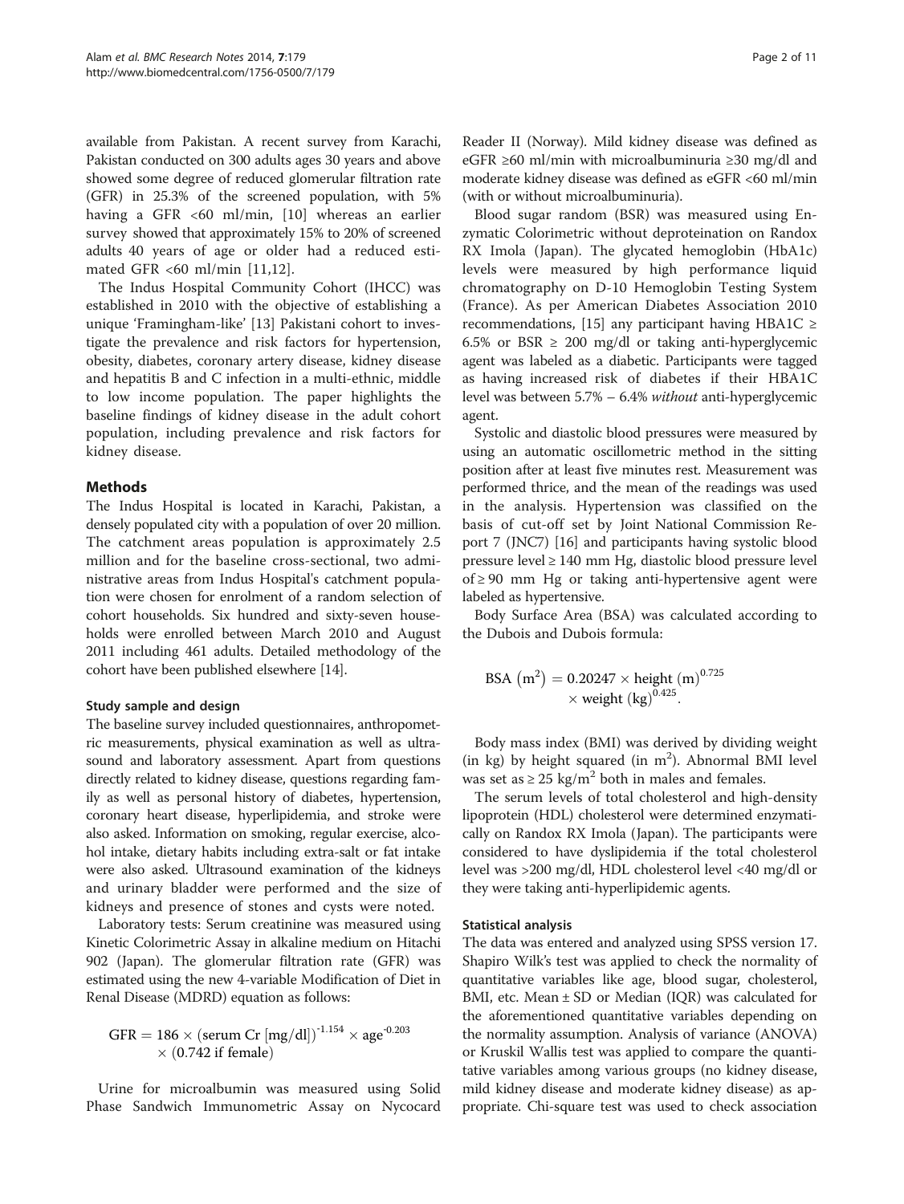available from Pakistan. A recent survey from Karachi, Pakistan conducted on 300 adults ages 30 years and above showed some degree of reduced glomerular filtration rate (GFR) in 25.3% of the screened population, with 5% having a GFR <60 ml/min, [10] whereas an earlier survey showed that approximately 15% to 20% of screened adults 40 years of age or older had a reduced estimated GFR <60 ml/min [11,12].

The Indus Hospital Community Cohort (IHCC) was established in 2010 with the objective of establishing a unique 'Framingham-like' [13] Pakistani cohort to investigate the prevalence and risk factors for hypertension, obesity, diabetes, coronary artery disease, kidney disease and hepatitis B and C infection in a multi-ethnic, middle to low income population. The paper highlights the baseline findings of kidney disease in the adult cohort population, including prevalence and risk factors for kidney disease.

## Methods

The Indus Hospital is located in Karachi, Pakistan, a densely populated city with a population of over 20 million. The catchment areas population is approximately 2.5 million and for the baseline cross-sectional, two administrative areas from Indus Hospital's catchment population were chosen for enrolment of a random selection of cohort households. Six hundred and sixty-seven households were enrolled between March 2010 and August 2011 including 461 adults. Detailed methodology of the cohort have been published elsewhere [14].

### Study sample and design

The baseline survey included questionnaires, anthropometric measurements, physical examination as well as ultrasound and laboratory assessment. Apart from questions directly related to kidney disease, questions regarding family as well as personal history of diabetes, hypertension, coronary heart disease, hyperlipidemia, and stroke were also asked. Information on smoking, regular exercise, alcohol intake, dietary habits including extra-salt or fat intake were also asked. Ultrasound examination of the kidneys and urinary bladder were performed and the size of kidneys and presence of stones and cysts were noted.

Laboratory tests: Serum creatinine was measured using Kinetic Colorimetric Assay in alkaline medium on Hitachi 902 (Japan). The glomerular filtration rate (GFR) was estimated using the new 4-variable Modification of Diet in Renal Disease (MDRD) equation as follows:

$$\mathrm{GFR} = 186 \times (\text{serum Cr [mg/dl]})^{-1.154} \times \text{age}^{-0.203} \times (0.742 \text{ if female})$$

Urine for microalbumin was measured using Solid Phase Sandwich Immunometric Assay on Nycocard Reader II (Norway). Mild kidney disease was defined as eGFR ≥60 ml/min with microalbuminuria ≥30 mg/dl and moderate kidney disease was defined as eGFR <60 ml/min (with or without microalbuminuria).

Blood sugar random (BSR) was measured using Enzymatic Colorimetric without deproteination on Randox RX Imola (Japan). The glycated hemoglobin (HbA1c) levels were measured by high performance liquid chromatography on D-10 Hemoglobin Testing System (France). As per American Diabetes Association 2010 recommendations, [15] any participant having HBA1C ≥ 6.5% or BSR ≥ 200 mg/dl or taking anti-hyperglycemic agent was labeled as a diabetic. Participants were tagged as having increased risk of diabetes if their HBA1C level was between 5.7% – 6.4% *without* anti-hyperglycemic agent.

Systolic and diastolic blood pressures were measured by using an automatic oscillometric method in the sitting position after at least five minutes rest. Measurement was performed thrice, and the mean of the readings was used in the analysis. Hypertension was classified on the basis of cut-off set by Joint National Commission Report 7 (JNC7) [16] and participants having systolic blood pressure level ≥ 140 mm Hg, diastolic blood pressure level of ≥ 90 mm Hg or taking anti-hypertensive agent were labeled as hypertensive.

Body Surface Area (BSA) was calculated according to the Dubois and Dubois formula:

$$\mathrm{BSA}\ (\mathrm{m}^2) = 0.20247 \times \text{height (m)}^{0.725} \times \text{weight (kg)}^{0.425}.$$

Body mass index (BMI) was derived by dividing weight (in kg) by height squared (in $m^2$). Abnormal BMI level was set as ≥ 25 $kg/m^2$ both in males and females.

The serum levels of total cholesterol and high-density lipoprotein (HDL) cholesterol were determined enzymatically on Randox RX Imola (Japan). The participants were considered to have dyslipidemia if the total cholesterol level was >200 mg/dl, HDL cholesterol level <40 mg/dl or they were taking anti-hyperlipidemic agents.

### Statistical analysis

The data was entered and analyzed using SPSS version 17. Shapiro Wilk's test was applied to check the normality of quantitative variables like age, blood sugar, cholesterol, BMI, etc. Mean ± SD or Median (IQR) was calculated for the aforementioned quantitative variables depending on the normality assumption. Analysis of variance (ANOVA) or Kruskil Wallis test was applied to compare the quantitative variables among various groups (no kidney disease, mild kidney disease and moderate kidney disease) as appropriate. Chi-square test was used to check association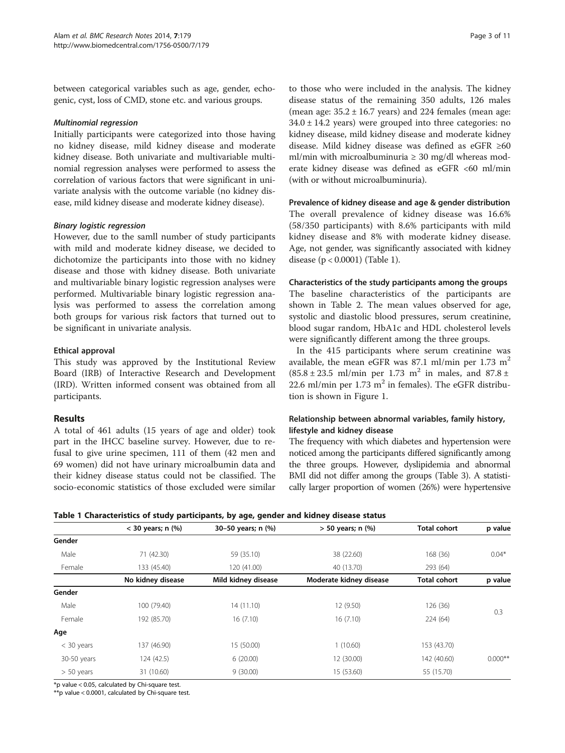between categorical variables such as age, gender, echogenic, cyst, loss of CMD, stone etc. and various groups.

#### *Multinomial regression*

Initially participants were categorized into those having no kidney disease, mild kidney disease and moderate kidney disease. Both univariate and multivariable multinomial regression analyses were performed to assess the correlation of various factors that were significant in univariate analysis with the outcome variable (no kidney disease, mild kidney disease and moderate kidney disease).

#### *Binary logistic regression*

However, due to the samll number of study participants with mild and moderate kidney disease, we decided to dichotomize the participants into those with no kidney disease and those with kidney disease. Both univariate and multivariable binary logistic regression analyses were performed. Multivariable binary logistic regression analysis was performed to assess the correlation among both groups for various risk factors that turned out to be significant in univariate analysis.

### Ethical approval

This study was approved by the Institutional Review Board (IRB) of Interactive Research and Development (IRD). Written informed consent was obtained from all participants.

## Results

A total of 461 adults (15 years of age and older) took part in the IHCC baseline survey. However, due to refusal to give urine specimen, 111 of them (42 men and 69 women) did not have urinary microalbumin data and their kidney disease status could not be classified. The socio-economic statistics of those excluded were similar to those who were included in the analysis. The kidney disease status of the remaining 350 adults, 126 males (mean age: 35.2 ± 16.7 years) and 224 females (mean age: 34.0 ± 14.2 years) were grouped into three categories: no kidney disease, mild kidney disease and moderate kidney disease. Mild kidney disease was defined as eGFR ≥60 ml/min with microalbuminuria ≥ 30 mg/dl whereas moderate kidney disease was defined as eGFR <60 ml/min (with or without microalbuminuria).

### Prevalence of kidney disease and age & gender distribution

The overall prevalence of kidney disease was 16.6% (58/350 participants) with 8.6% participants with mild kidney disease and 8% with moderate kidney disease. Age, not gender, was significantly associated with kidney disease ($p < 0.0001$) (Table 1).

### Characteristics of the study participants among the groups

The baseline characteristics of the participants are shown in Table 2. The mean values observed for age, systolic and diastolic blood pressures, serum creatinine, blood sugar random, HbA1c and HDL cholesterol levels were significantly different among the three groups.

In the 415 participants where serum creatinine was available, the mean eGFR was 87.1 ml/min per 1.73 $m^2$ (85.8 ± 23.5 ml/min per 1.73 $m^2$ in males, and 87.8 ± 22.6 ml/min per 1.73 $m^2$ in females). The eGFR distribution is shown in Figure 1.

### Relationship between abnormal variables, family history, lifestyle and kidney disease

The frequency with which diabetes and hypertension were noticed among the participants differed significantly among the three groups. However, dyslipidemia and abnormal BMI did not differ among the groups (Table 3). A statistically larger proportion of women (26%) were hypertensive

**Table 1 Characteristics of study participants, by age, gender and kidney disease status**

| | < 30 years; n (%) | 30–50 years; n (%) | > 50 years; n (%) | Total cohort | p value |
|---|---|---|---|---|---|
| **Gender** | | | | | |
| Male | 71 (42.30) | 59 (35.10) | 38 (22.60) | 168 (36) | 0.04* |
| Female | 133 (45.40) | 120 (41.00) | 40 (13.70) | 293 (64) | |
| | **No kidney disease** | **Mild kidney disease** | **Moderate kidney disease** | **Total cohort** | **p value** |
| **Gender** | | | | | |
| Male | 100 (79.40) | 14 (11.10) | 12 (9.50) | 126 (36) | 0.3 |
| Female | 192 (85.70) | 16 (7.10) | 16 (7.10) | 224 (64) | |
| **Age** | | | | | |
| < 30 years | 137 (46.90) | 15 (50.00) | 1 (10.60) | 153 (43.70) | |
| 30-50 years | 124 (42.5) | 6 (20.00) | 12 (30.00) | 142 (40.60) | 0.000** |
| > 50 years | 31 (10.60) | 9 (30.00) | 15 (53.60) | 55 (15.70) | |

*p value < 0.05, calculated by Chi-square test.
**p value < 0.0001, calculated by Chi-square test.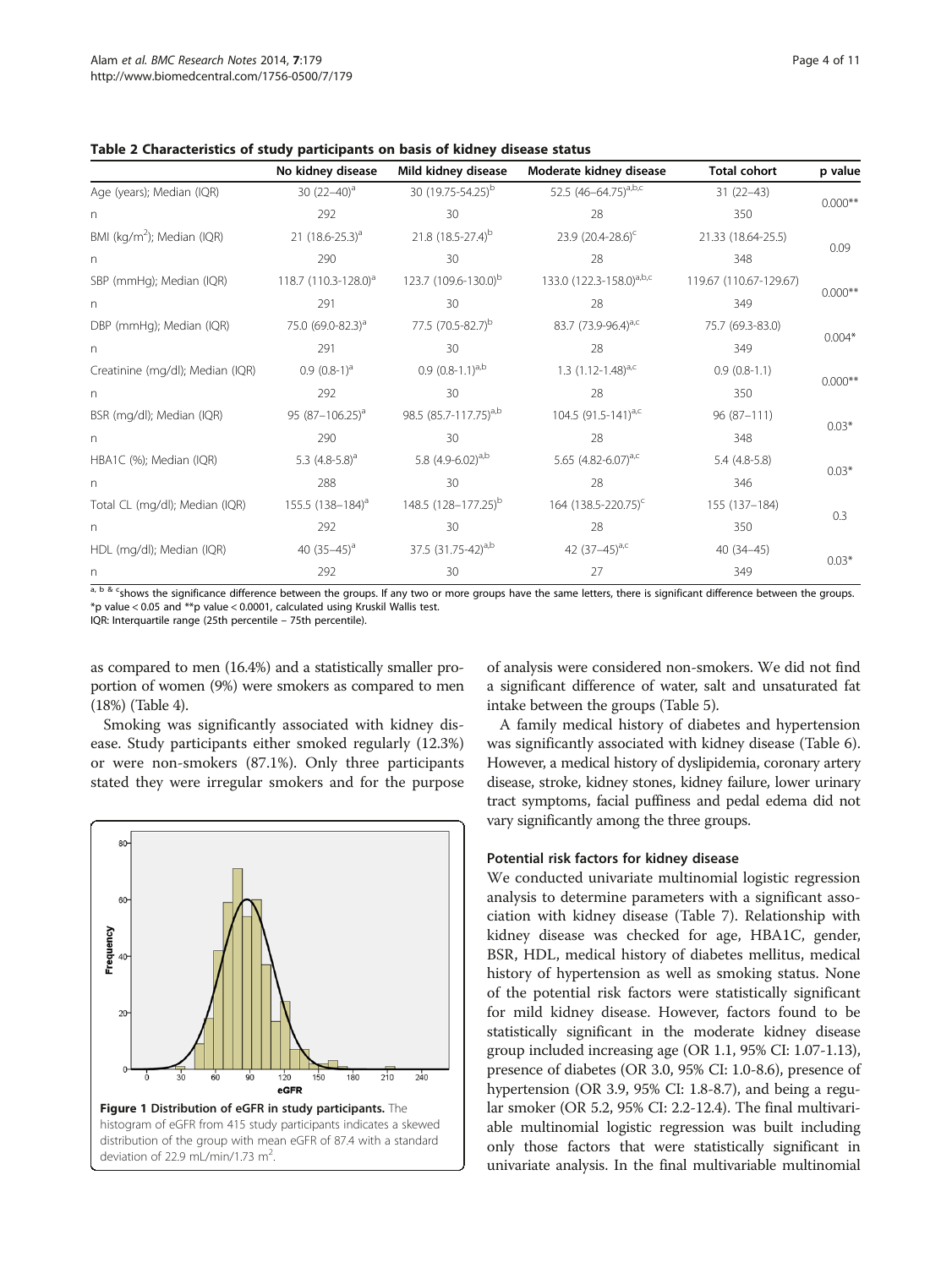**Table 2 Characteristics of study participants on basis of kidney disease status**

| | No kidney disease | Mild kidney disease | Moderate kidney disease | Total cohort | p value |
|---|---|---|---|---|---|
| Age (years); Median (IQR) | 30 (22–40)[a] | 30 (19.75-54.25)[b] | 52.5 (46–64.75)[a,b,c] | 31 (22–43) | 0.000** |
| n | 292 | 30 | 28 | 350 | |
| BMI (kg/m$^2$); Median (IQR) | 21 (18.6-25.3)[a] | 21.8 (18.5-27.4)[b] | 23.9 (20.4-28.6)[c] | 21.33 (18.64-25.5) | 0.09 |
| n | 290 | 30 | 28 | 348 | |
| SBP (mmHg); Median (IQR) | 118.7 (110.3-128.0)[a] | 123.7 (109.6-130.0)[b] | 133.0 (122.3-158.0)[a,b,c] | 119.67 (110.67-129.67) | 0.000** |
| n | 291 | 30 | 28 | 349 | |
| DBP (mmHg); Median (IQR) | 75.0 (69.0-82.3)[a] | 77.5 (70.5-82.7)[b] | 83.7 (73.9-96.4)[a,c] | 75.7 (69.3-83.0) | 0.004* |
| n | 291 | 30 | 28 | 349 | |
| Creatinine (mg/dl); Median (IQR) | 0.9 (0.8-1)[a] | 0.9 (0.8-1.1)[a,b] | 1.3 (1.12-1.48)[a,c] | 0.9 (0.8-1.1) | 0.000** |
| n | 292 | 30 | 28 | 350 | |
| BSR (mg/dl); Median (IQR) | 95 (87–106.25)[a] | 98.5 (85.7-117.75)[a,b] | 104.5 (91.5-141)[a,c] | 96 (87–111) | 0.03* |
| n | 290 | 30 | 28 | 348 | |
| HBA1C (%); Median (IQR) | 5.3 (4.8-5.8)[a] | 5.8 (4.9-6.02)[a,b] | 5.65 (4.82-6.07)[a,c] | 5.4 (4.8-5.8) | 0.03* |
| n | 288 | 30 | 28 | 346 | |
| Total CL (mg/dl); Median (IQR) | 155.5 (138–184)[a] | 148.5 (128–177.25)[b] | 164 (138.5-220.75)[c] | 155 (137–184) | 0.3 |
| n | 292 | 30 | 28 | 350 | |
| HDL (mg/dl); Median (IQR) | 40 (35–45)[a] | 37.5 (31.75-42)[a,b] | 42 (37–45)[a,c] | 40 (34–45) | 0.03* |
| n | 292 | 30 | 27 | 349 | |

[a, b & c]shows the significance difference between the groups. If any two or more groups have the same letters, there is significant difference between the groups.
*p value < 0.05 and **p value < 0.0001, calculated using Kruskil Wallis test.
IQR: Interquartile range (25th percentile – 75th percentile).

as compared to men (16.4%) and a statistically smaller proportion of women (9%) were smokers as compared to men (18%) (Table 4).

Smoking was significantly associated with kidney disease. Study participants either smoked regularly (12.3%) or were non-smokers (87.1%). Only three participants stated they were irregular smokers and for the purpose of analysis were considered non-smokers. We did not find a significant difference of water, salt and unsaturated fat intake between the groups (Table 5).

A family medical history of diabetes and hypertension was significantly associated with kidney disease (Table 6). However, a medical history of dyslipidemia, coronary artery disease, stroke, kidney stones, kidney failure, lower urinary tract symptoms, facial puffiness and pedal edema did not vary significantly among the three groups.

**Figure 1 Distribution of eGFR in study participants.** The histogram of eGFR from 415 study participants indicates a skewed distribution of the group with mean eGFR of 87.4 with a standard deviation of 22.9 mL/min/1.73 m$^2$.

### Potential risk factors for kidney disease

We conducted univariate multinomial logistic regression analysis to determine parameters with a significant association with kidney disease (Table 7). Relationship with kidney disease was checked for age, HBA1C, gender, BSR, HDL, medical history of diabetes mellitus, medical history of hypertension as well as smoking status. None of the potential risk factors were statistically significant for mild kidney disease. However, factors found to be statistically significant in the moderate kidney disease group included increasing age (OR 1.1, 95% CI: 1.07-1.13), presence of diabetes (OR 3.0, 95% CI: 1.0-8.6), presence of hypertension (OR 3.9, 95% CI: 1.8-8.7), and being a regular smoker (OR 5.2, 95% CI: 2.2-12.4). The final multivariable multinomial logistic regression was built including only those factors that were statistically significant in univariate analysis. In the final multivariable multinomial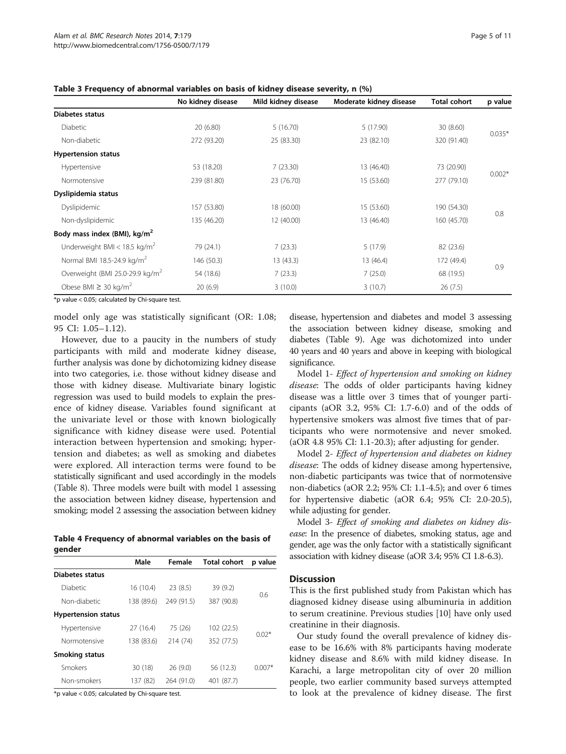**Table 3 Frequency of abnormal variables on basis of kidney disease severity, n (%)**

| | No kidney disease | Mild kidney disease | Moderate kidney disease | Total cohort | p value |
|---|---|---|---|---|---|
| **Diabetes status** | | | | | |
| Diabetic | 20 (6.80) | 5 (16.70) | 5 (17.90) | 30 (8.60) | 0.035* |
| Non-diabetic | 272 (93.20) | 25 (83.30) | 23 (82.10) | 320 (91.40) | |
| **Hypertension status** | | | | | |
| Hypertensive | 53 (18.20) | 7 (23.30) | 13 (46.40) | 73 (20.90) | 0.002* |
| Normotensive | 239 (81.80) | 23 (76.70) | 15 (53.60) | 277 (79.10) | |
| **Dyslipidemia status** | | | | | |
| Dyslipidemic | 157 (53.80) | 18 (60.00) | 15 (53.60) | 190 (54.30) | 0.8 |
| Non-dyslipidemic | 135 (46.20) | 12 (40.00) | 13 (46.40) | 160 (45.70) | |
| **Body mass index (BMI), kg/m$^2$** | | | | | |
| Underweight BMI < 18.5 kg/m$^2$ | 79 (24.1) | 7 (23.3) | 5 (17.9) | 82 (23.6) | 0.9 |
| Normal BMI 18.5-24.9 kg/m$^2$ | 146 (50.3) | 13 (43.3) | 13 (46.4) | 172 (49.4) | |
| Overweight (BMI 25.0-29.9 kg/m$^2$ | 54 (18.6) | 7 (23.3) | 7 (25.0) | 68 (19.5) | |
| Obese BMI ≥ 30 kg/m$^2$ | 20 (6.9) | 3 (10.0) | 3 (10.7) | 26 (7.5) | |

*p value < 0.05; calculated by Chi-square test.

model only age was statistically significant (OR: 1.08; 95 CI: 1.05–1.12).

However, due to a paucity in the numbers of study participants with mild and moderate kidney disease, further analysis was done by dichotomizing kidney disease into two categories, i.e. those without kidney disease and those with kidney disease. Multivariate binary logistic regression was used to build models to explain the presence of kidney disease. Variables found significant at the univariate level or those with known biologically significance with kidney disease were used. Potential interaction between hypertension and smoking; hypertension and diabetes; as well as smoking and diabetes were explored. All interaction terms were found to be statistically significant and used accordingly in the models (Table 8). Three models were built with model 1 assessing the association between kidney disease, hypertension and smoking; model 2 assessing the association between kidney disease, hypertension and diabetes and model 3 assessing the association between kidney disease, smoking and diabetes (Table 9). Age was dichotomized into under 40 years and 40 years and above in keeping with biological significance.

Model 1- *Effect of hypertension and smoking on kidney disease*: The odds of older participants having kidney disease was a little over 3 times that of younger participants (aOR 3.2, 95% CI: 1.7-6.0) and of the odds of hypertensive smokers was almost five times that of participants who were normotensive and never smoked. (aOR 4.8 95% CI: 1.1-20.3); after adjusting for gender.

Model 2- *Effect of hypertension and diabetes on kidney disease*: The odds of kidney disease among hypertensive, non-diabetic participants was twice that of normotensive non-diabetics (aOR 2.2; 95% CI: 1.1-4.5); and over 6 times for hypertensive diabetic (aOR 6.4; 95% CI: 2.0-20.5), while adjusting for gender.

Model 3- *Effect of smoking and diabetes on kidney disease*: In the presence of diabetes, smoking status, age and gender, age was the only factor with a statistically significant association with kidney disease (aOR 3.4; 95% CI 1.8-6.3).

**Table 4 Frequency of abnormal variables on the basis of gender**

| | Male | Female | Total cohort | p value |
|---|---|---|---|---|
| **Diabetes status** | | | | |
| Diabetic | 16 (10.4) | 23 (8.5) | 39 (9.2) | 0.6 |
| Non-diabetic | 138 (89.6) | 249 (91.5) | 387 (90.8) | |
| **Hypertension status** | | | | |
| Hypertensive | 27 (16.4) | 75 (26) | 102 (22.5) | 0.02* |
| Normotensive | 138 (83.6) | 214 (74) | 352 (77.5) | |
| **Smoking status** | | | | |
| Smokers | 30 (18) | 26 (9.0) | 56 (12.3) | 0.007* |
| Non-smokers | 137 (82) | 264 (91.0) | 401 (87.7) | |

*p value < 0.05; calculated by Chi-square test.

## Discussion

This is the first published study from Pakistan which has diagnosed kidney disease using albuminuria in addition to serum creatinine. Previous studies [10] have only used creatinine in their diagnosis.

Our study found the overall prevalence of kidney disease to be 16.6% with 8% participants having moderate kidney disease and 8.6% with mild kidney disease. In Karachi, a large metropolitan city of over 20 million people, two earlier community based surveys attempted to look at the prevalence of kidney disease. The first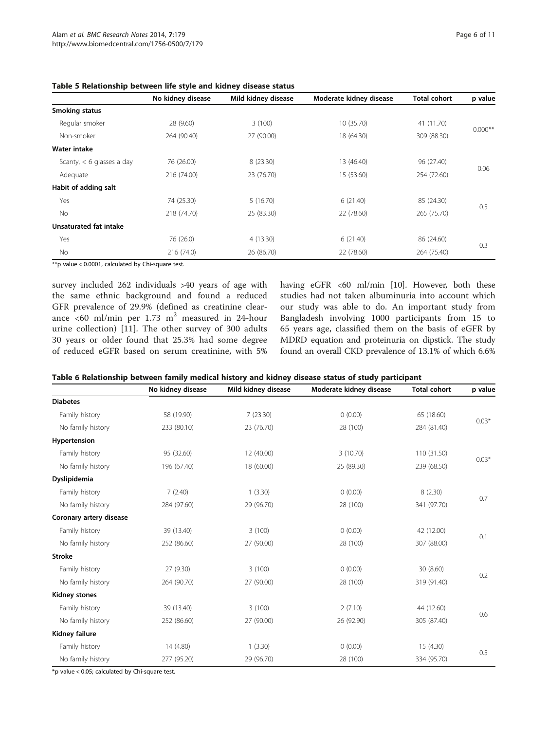**Table 5 Relationship between life style and kidney disease status**

| | No kidney disease | Mild kidney disease | Moderate kidney disease | Total cohort | p value |
|---|---|---|---|---|---|
| **Smoking status** | | | | | |
| Regular smoker | 28 (9.60) | 3 (100) | 10 (35.70) | 41 (11.70) | 0.000** |
| Non-smoker | 264 (90.40) | 27 (90.00) | 18 (64.30) | 309 (88.30) | |
| **Water intake** | | | | | |
| Scanty, < 6 glasses a day | 76 (26.00) | 8 (23.30) | 13 (46.40) | 96 (27.40) | 0.06 |
| Adequate | 216 (74.00) | 23 (76.70) | 15 (53.60) | 254 (72.60) | |
| **Habit of adding salt** | | | | | |
| Yes | 74 (25.30) | 5 (16.70) | 6 (21.40) | 85 (24.30) | 0.5 |
| No | 218 (74.70) | 25 (83.30) | 22 (78.60) | 265 (75.70) | |
| **Unsaturated fat intake** | | | | | |
| Yes | 76 (26.0) | 4 (13.30) | 6 (21.40) | 86 (24.60) | 0.3 |
| No | 216 (74.0) | 26 (86.70) | 22 (78.60) | 264 (75.40) | |

**p value < 0.0001, calculated by Chi-square test.

survey included 262 individuals >40 years of age with the same ethnic background and found a reduced GFR prevalence of 29.9% (defined as creatinine clearance <60 ml/min per 1.73 $m^2$ measured in 24-hour urine collection) [11]. The other survey of 300 adults 30 years or older found that 25.3% had some degree of reduced eGFR based on serum creatinine, with 5% having eGFR <60 ml/min [10]. However, both these studies had not taken albuminuria into account which our study was able to do. An important study from Bangladesh involving 1000 participants from 15 to 65 years age, classified them on the basis of eGFR by MDRD equation and proteinuria on dipstick. The study found an overall CKD prevalence of 13.1% of which 6.6%

**Table 6 Relationship between family medical history and kidney disease status of study participant**

| | No kidney disease | Mild kidney disease | Moderate kidney disease | Total cohort | p value |
|---|---|---|---|---|---|
| **Diabetes** | | | | | |
| Family history | 58 (19.90) | 7 (23.30) | 0 (0.00) | 65 (18.60) | 0.03* |
| No family history | 233 (80.10) | 23 (76.70) | 28 (100) | 284 (81.40) | |
| **Hypertension** | | | | | |
| Family history | 95 (32.60) | 12 (40.00) | 3 (10.70) | 110 (31.50) | 0.03* |
| No family history | 196 (67.40) | 18 (60.00) | 25 (89.30) | 239 (68.50) | |
| **Dyslipidemia** | | | | | |
| Family history | 7 (2.40) | 1 (3.30) | 0 (0.00) | 8 (2.30) | 0.7 |
| No family history | 284 (97.60) | 29 (96.70) | 28 (100) | 341 (97.70) | |
| **Coronary artery disease** | | | | | |
| Family history | 39 (13.40) | 3 (100) | 0 (0.00) | 42 (12.00) | 0.1 |
| No family history | 252 (86.60) | 27 (90.00) | 28 (100) | 307 (88.00) | |
| **Stroke** | | | | | |
| Family history | 27 (9.30) | 3 (100) | 0 (0.00) | 30 (8.60) | 0.2 |
| No family history | 264 (90.70) | 27 (90.00) | 28 (100) | 319 (91.40) | |
| **Kidney stones** | | | | | |
| Family history | 39 (13.40) | 3 (100) | 2 (7.10) | 44 (12.60) | 0.6 |
| No family history | 252 (86.60) | 27 (90.00) | 26 (92.90) | 305 (87.40) | |
| **Kidney failure** | | | | | |
| Family history | 14 (4.80) | 1 (3.30) | 0 (0.00) | 15 (4.30) | 0.5 |
| No family history | 277 (95.20) | 29 (96.70) | 28 (100) | 334 (95.70) | |

*p value < 0.05; calculated by Chi-square test.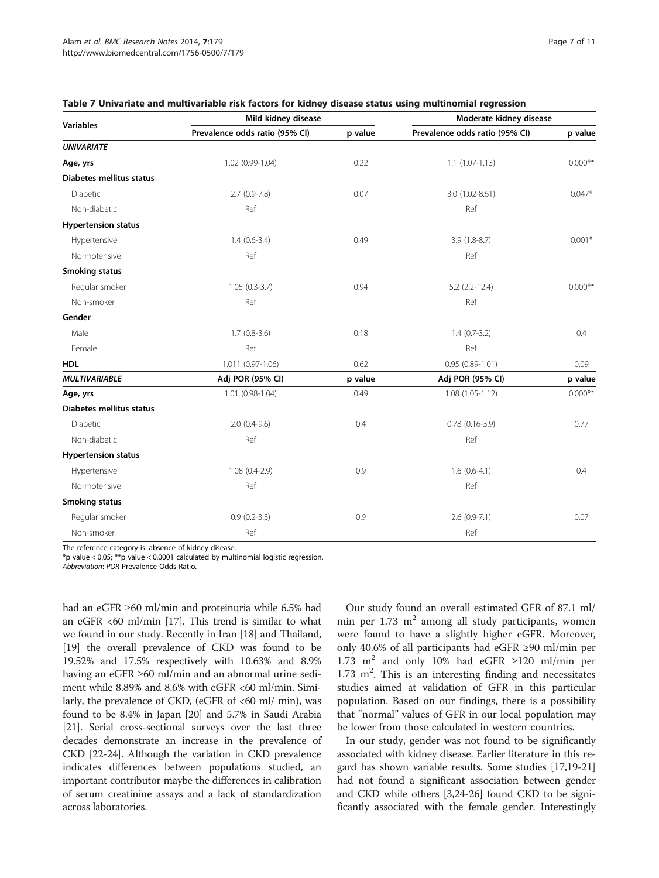**Table 7 Univariate and multivariable risk factors for kidney disease status using multinomial regression**

| Variables | Mild kidney disease | | Moderate kidney disease | |
|---|---|---|---|---|
| | Prevalence odds ratio (95% CI) | p value | Prevalence odds ratio (95% CI) | p value |
| ***UNIVARIATE*** | | | | |
| **Age, yrs** | 1.02 (0.99-1.04) | 0.22 | 1.1 (1.07-1.13) | 0.000** |
| **Diabetes mellitus status** | | | | |
| Diabetic | 2.7 (0.9-7.8) | 0.07 | 3.0 (1.02-8.61) | 0.047* |
| Non-diabetic | Ref | | Ref | |
| **Hypertension status** | | | | |
| Hypertensive | 1.4 (0.6-3.4) | 0.49 | 3.9 (1.8-8.7) | 0.001* |
| Normotensive | Ref | | Ref | |
| **Smoking status** | | | | |
| Regular smoker | 1.05 (0.3-3.7) | 0.94 | 5.2 (2.2-12.4) | 0.000** |
| Non-smoker | Ref | | Ref | |
| **Gender** | | | | |
| Male | 1.7 (0.8-3.6) | 0.18 | 1.4 (0.7-3.2) | 0.4 |
| Female | Ref | | Ref | |
| **HDL** | 1.011 (0.97-1.06) | 0.62 | 0.95 (0.89-1.01) | 0.09 |
| ***MULTIVARIABLE*** | **Adj POR (95% CI)** | **p value** | **Adj POR (95% CI)** | **p value** |
| **Age, yrs** | 1.01 (0.98-1.04) | 0.49 | 1.08 (1.05-1.12) | 0.000** |
| **Diabetes mellitus status** | | | | |
| Diabetic | 2.0 (0.4-9.6) | 0.4 | 0.78 (0.16-3.9) | 0.77 |
| Non-diabetic | Ref | | Ref | |
| **Hypertension status** | | | | |
| Hypertensive | 1.08 (0.4-2.9) | 0.9 | 1.6 (0.6-4.1) | 0.4 |
| Normotensive | Ref | | Ref | |
| **Smoking status** | | | | |
| Regular smoker | 0.9 (0.2-3.3) | 0.9 | 2.6 (0.9-7.1) | 0.07 |
| Non-smoker | Ref | | Ref | |

The reference category is: absence of kidney disease.
*p value < 0.05; **p value < 0.0001 calculated by multinomial logistic regression.
*Abbreviation*: *POR* Prevalence Odds Ratio.

had an eGFR ≥60 ml/min and proteinuria while 6.5% had an eGFR <60 ml/min [17]. This trend is similar to what we found in our study. Recently in Iran [18] and Thailand, [19] the overall prevalence of CKD was found to be 19.52% and 17.5% respectively with 10.63% and 8.9% having an eGFR ≥60 ml/min and an abnormal urine sediment while 8.89% and 8.6% with eGFR <60 ml/min. Similarly, the prevalence of CKD, (eGFR of <60 ml/ min), was found to be 8.4% in Japan [20] and 5.7% in Saudi Arabia [21]. Serial cross-sectional surveys over the last three decades demonstrate an increase in the prevalence of CKD [22-24]. Although the variation in CKD prevalence indicates differences between populations studied, an important contributor maybe the differences in calibration of serum creatinine assays and a lack of standardization across laboratories.

Our study found an overall estimated GFR of 87.1 ml/min per 1.73 $m^2$ among all study participants, women were found to have a slightly higher eGFR. Moreover, only 40.6% of all participants had eGFR ≥90 ml/min per 1.73 $m^2$ and only 10% had eGFR ≥120 ml/min per 1.73 $m^2$. This is an interesting finding and necessitates studies aimed at validation of GFR in this particular population. Based on our findings, there is a possibility that "normal" values of GFR in our local population may be lower from those calculated in western countries.

In our study, gender was not found to be significantly associated with kidney disease. Earlier literature in this regard has shown variable results. Some studies [17,19-21] had not found a significant association between gender and CKD while others [3,24-26] found CKD to be significantly associated with the female gender. Interestingly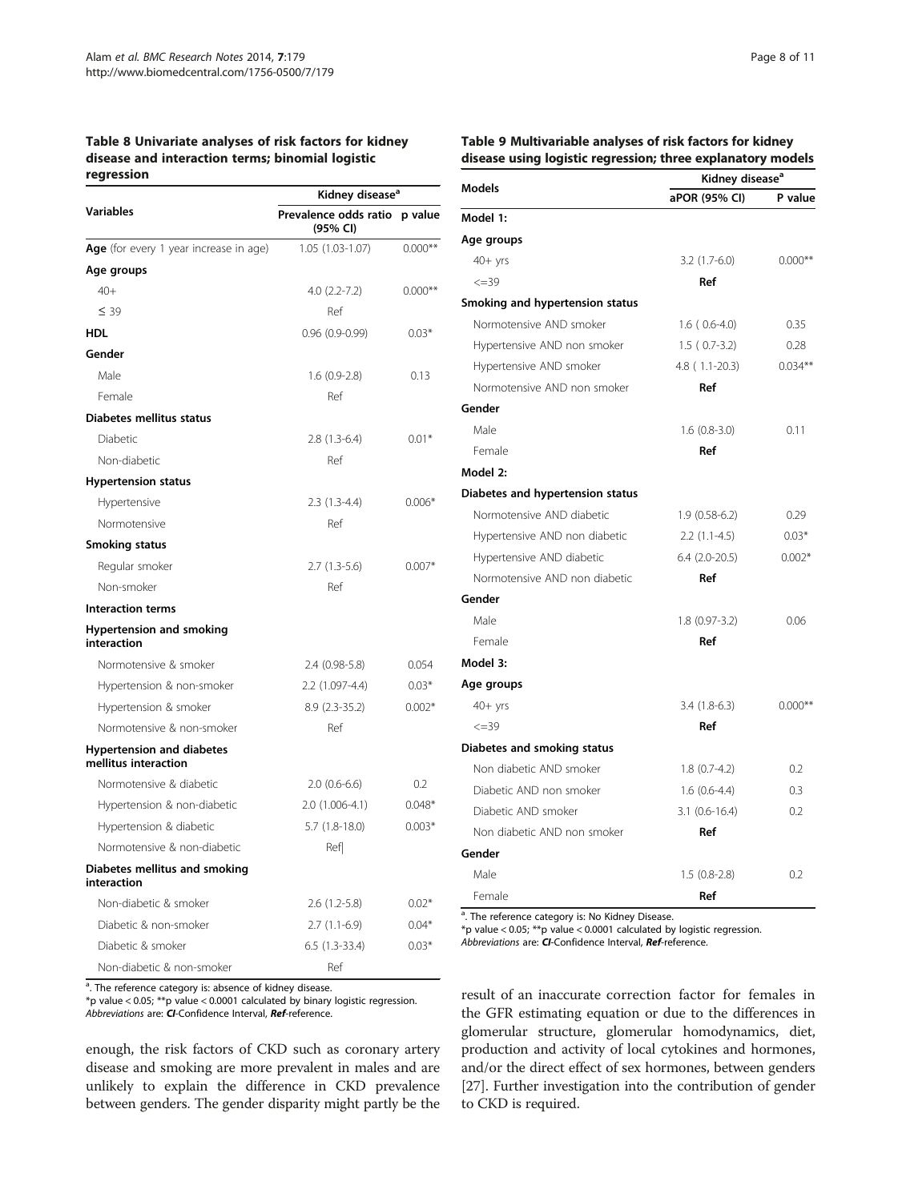**Table 8 Univariate analyses of risk factors for kidney disease and interaction terms; binomial logistic regression**

| Variables | Kidney disease[a] | |
|---|---|---|
| | Prevalence odds ratio (95% CI) | p value |
| **Age** (for every 1 year increase in age) | 1.05 (1.03-1.07) | 0.000** |
| **Age groups** | | |
| 40+ | 4.0 (2.2-7.2) | 0.000** |
| ≤ 39 | Ref | |
| **HDL** | 0.96 (0.9-0.99) | 0.03* |
| **Gender** | | |
| Male | 1.6 (0.9-2.8) | 0.13 |
| Female | Ref | |
| **Diabetes mellitus status** | | |
| Diabetic | 2.8 (1.3-6.4) | 0.01* |
| Non-diabetic | Ref | |
| **Hypertension status** | | |
| Hypertensive | 2.3 (1.3-4.4) | 0.006* |
| Normotensive | Ref | |
| **Smoking status** | | |
| Regular smoker | 2.7 (1.3-5.6) | 0.007* |
| Non-smoker | Ref | |
| **Interaction terms** | | |
| **Hypertension and smoking interaction** | | |
| Normotensive & smoker | 2.4 (0.98-5.8) | 0.054 |
| Hypertension & non-smoker | 2.2 (1.097-4.4) | 0.03* |
| Hypertension & smoker | 8.9 (2.3-35.2) | 0.002* |
| Normotensive & non-smoker | Ref | |
| **Hypertension and diabetes mellitus interaction** | | |
| Normotensive & diabetic | 2.0 (0.6-6.6) | 0.2 |
| Hypertension & non-diabetic | 2.0 (1.006-4.1) | 0.048* |
| Hypertension & diabetic | 5.7 (1.8-18.0) | 0.003* |
| Normotensive & non-diabetic | Ref| | |
| **Diabetes mellitus and smoking interaction** | | |
| Non-diabetic & smoker | 2.6 (1.2-5.8) | 0.02* |
| Diabetic & non-smoker | 2.7 (1.1-6.9) | 0.04* |
| Diabetic & smoker | 6.5 (1.3-33.4) | 0.03* |
| Non-diabetic & non-smoker | Ref | |

[a]. The reference category is: absence of kidney disease.
*p value < 0.05; **p value < 0.0001 calculated by binary logistic regression.
*Abbreviations* are: ***CI***-Confidence Interval, ***Ref***-reference.

**Table 9 Multivariable analyses of risk factors for kidney disease using logistic regression; three explanatory models**

| Models | Kidney disease[a] | |
|---|---|---|
| | aPOR (95% CI) | P value |
| **Model 1:** | | |
| **Age groups** | | |
| 40+ yrs | 3.2 (1.7-6.0) | 0.000** |
| <=39 | **Ref** | |
| **Smoking and hypertension status** | | |
| Normotensive AND smoker | 1.6 ( 0.6-4.0) | 0.35 |
| Hypertensive AND non smoker | 1.5 ( 0.7-3.2) | 0.28 |
| Hypertensive AND smoker | 4.8 ( 1.1-20.3) | 0.034** |
| Normotensive AND non smoker | **Ref** | |
| **Gender** | | |
| Male | 1.6 (0.8-3.0) | 0.11 |
| Female | **Ref** | |
| **Model 2:** | | |
| **Diabetes and hypertension status** | | |
| Normotensive AND diabetic | 1.9 (0.58-6.2) | 0.29 |
| Hypertensive AND non diabetic | 2.2 (1.1-4.5) | 0.03* |
| Hypertensive AND diabetic | 6.4 (2.0-20.5) | 0.002* |
| Normotensive AND non diabetic | **Ref** | |
| **Gender** | | |
| Male | 1.8 (0.97-3.2) | 0.06 |
| Female | **Ref** | |
| **Model 3:** | | |
| **Age groups** | | |
| 40+ yrs | 3.4 (1.8-6.3) | 0.000** |
| <=39 | **Ref** | |
| **Diabetes and smoking status** | | |
| Non diabetic AND smoker | 1.8 (0.7-4.2) | 0.2 |
| Diabetic AND non smoker | 1.6 (0.6-4.4) | 0.3 |
| Diabetic AND smoker | 3.1 (0.6-16.4) | 0.2 |
| Non diabetic AND non smoker | **Ref** | |
| **Gender** | | |
| Male | 1.5 (0.8-2.8) | 0.2 |
| Female | **Ref** | |

[a]. The reference category is: No Kidney Disease.
*p value < 0.05; **p value < 0.0001 calculated by logistic regression.
*Abbreviations* are: ***CI***-Confidence Interval, ***Ref***-reference.

enough, the risk factors of CKD such as coronary artery disease and smoking are more prevalent in males and are unlikely to explain the difference in CKD prevalence between genders. The gender disparity might partly be the result of an inaccurate correction factor for females in the GFR estimating equation or due to the differences in glomerular structure, glomerular homodynamics, diet, production and activity of local cytokines and hormones, and/or the direct effect of sex hormones, between genders [27]. Further investigation into the contribution of gender to CKD is required.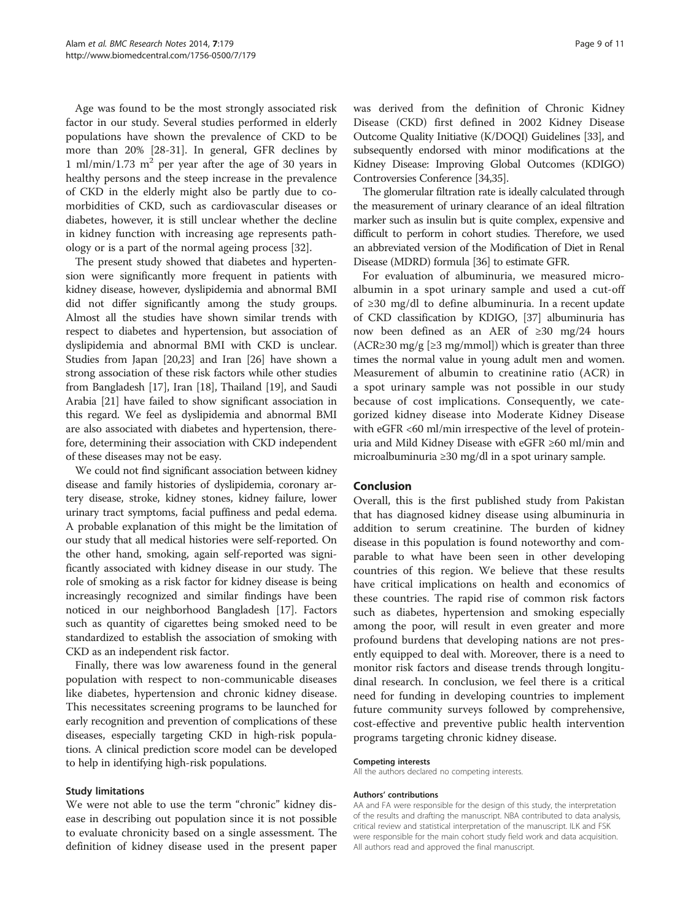Age was found to be the most strongly associated risk factor in our study. Several studies performed in elderly populations have shown the prevalence of CKD to be more than 20% [28-31]. In general, GFR declines by 1 ml/min/1.73 $m^2$ per year after the age of 30 years in healthy persons and the steep increase in the prevalence of CKD in the elderly might also be partly due to co-morbidities of CKD, such as cardiovascular diseases or diabetes, however, it is still unclear whether the decline in kidney function with increasing age represents pathology or is a part of the normal ageing process [32].

The present study showed that diabetes and hypertension were significantly more frequent in patients with kidney disease, however, dyslipidemia and abnormal BMI did not differ significantly among the study groups. Almost all the studies have shown similar trends with respect to diabetes and hypertension, but association of dyslipidemia and abnormal BMI with CKD is unclear. Studies from Japan [20,23] and Iran [26] have shown a strong association of these risk factors while other studies from Bangladesh [17], Iran [18], Thailand [19], and Saudi Arabia [21] have failed to show significant association in this regard. We feel as dyslipidemia and abnormal BMI are also associated with diabetes and hypertension, therefore, determining their association with CKD independent of these diseases may not be easy.

We could not find significant association between kidney disease and family histories of dyslipidemia, coronary artery disease, stroke, kidney stones, kidney failure, lower urinary tract symptoms, facial puffiness and pedal edema. A probable explanation of this might be the limitation of our study that all medical histories were self-reported. On the other hand, smoking, again self-reported was significantly associated with kidney disease in our study. The role of smoking as a risk factor for kidney disease is being increasingly recognized and similar findings have been noticed in our neighborhood Bangladesh [17]. Factors such as quantity of cigarettes being smoked need to be standardized to establish the association of smoking with CKD as an independent risk factor.

Finally, there was low awareness found in the general population with respect to non-communicable diseases like diabetes, hypertension and chronic kidney disease. This necessitates screening programs to be launched for early recognition and prevention of complications of these diseases, especially targeting CKD in high-risk populations. A clinical prediction score model can be developed to help in identifying high-risk populations.

### Study limitations

We were not able to use the term "chronic" kidney disease in describing out population since it is not possible to evaluate chronicity based on a single assessment. The definition of kidney disease used in the present paper was derived from the definition of Chronic Kidney Disease (CKD) first defined in 2002 Kidney Disease Outcome Quality Initiative (K/DOQI) Guidelines [33], and subsequently endorsed with minor modifications at the Kidney Disease: Improving Global Outcomes (KDIGO) Controversies Conference [34,35].

The glomerular filtration rate is ideally calculated through the measurement of urinary clearance of an ideal filtration marker such as insulin but is quite complex, expensive and difficult to perform in cohort studies. Therefore, we used an abbreviated version of the Modification of Diet in Renal Disease (MDRD) formula [36] to estimate GFR.

For evaluation of albuminuria, we measured microalbumin in a spot urinary sample and used a cut-off of ≥30 mg/dl to define albuminuria. In a recent update of CKD classification by KDIGO, [37] albuminuria has now been defined as an AER of ≥30 mg/24 hours (ACR≥30 mg/g [≥3 mg/mmol]) which is greater than three times the normal value in young adult men and women. Measurement of albumin to creatinine ratio (ACR) in a spot urinary sample was not possible in our study because of cost implications. Consequently, we categorized kidney disease into Moderate Kidney Disease with eGFR <60 ml/min irrespective of the level of proteinuria and Mild Kidney Disease with eGFR ≥60 ml/min and microalbuminuria ≥30 mg/dl in a spot urinary sample.

## Conclusion

Overall, this is the first published study from Pakistan that has diagnosed kidney disease using albuminuria in addition to serum creatinine. The burden of kidney disease in this population is found noteworthy and comparable to what have been seen in other developing countries of this region. We believe that these results have critical implications on health and economics of these countries. The rapid rise of common risk factors such as diabetes, hypertension and smoking especially among the poor, will result in even greater and more profound burdens that developing nations are not presently equipped to deal with. Moreover, there is a need to monitor risk factors and disease trends through longitudinal research. In conclusion, we feel there is a critical need for funding in developing countries to implement future community surveys followed by comprehensive, cost-effective and preventive public health intervention programs targeting chronic kidney disease.

#### Competing interests

All the authors declared no competing interests.

#### Authors' contributions

AA and FA were responsible for the design of this study, the interpretation of the results and drafting the manuscript. NBA contributed to data analysis, critical review and statistical interpretation of the manuscript. ILK and FSK were responsible for the main cohort study field work and data acquisition. All authors read and approved the final manuscript.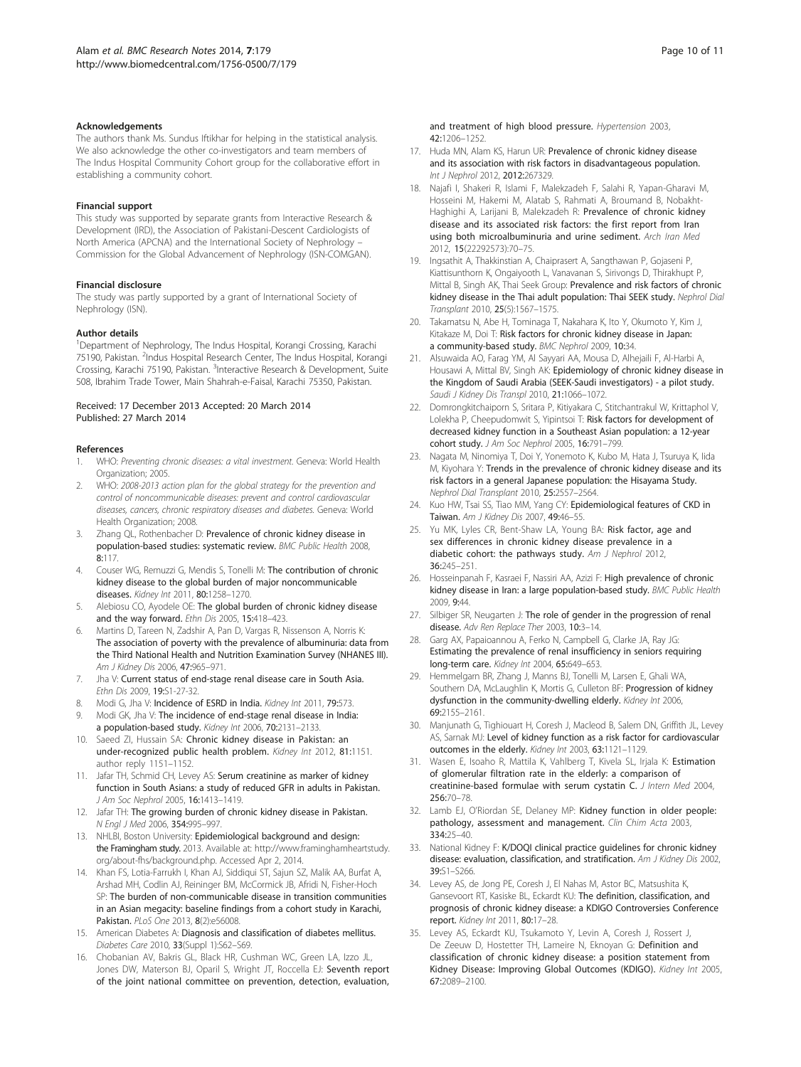#### Acknowledgements

The authors thank Ms. Sundus Iftikhar for helping in the statistical analysis. We also acknowledge the other co-investigators and team members of The Indus Hospital Community Cohort group for the collaborative effort in establishing a community cohort.

#### Financial support

This study was supported by separate grants from Interactive Research & Development (IRD), the Association of Pakistani-Descent Cardiologists of North America (APCNA) and the International Society of Nephrology – Commission for the Global Advancement of Nephrology (ISN-COMGAN).

#### Financial disclosure

The study was partly supported by a grant of International Society of Nephrology (ISN).

#### Author details

[1]Department of Nephrology, The Indus Hospital, Korangi Crossing, Karachi 75190, Pakistan. [2]Indus Hospital Research Center, The Indus Hospital, Korangi Crossing, Karachi 75190, Pakistan. [3]Interactive Research & Development, Suite 508, Ibrahim Trade Tower, Main Shahrah-e-Faisal, Karachi 75350, Pakistan.

Received: 17 December 2013 Accepted: 20 March 2014
Published: 27 March 2014

#### References

1. WHO: *Preventing chronic diseases: a vital investment.* Geneva: World Health Organization; 2005.
2. WHO: *2008-2013 action plan for the global strategy for the prevention and control of noncommunicable diseases: prevent and control cardiovascular diseases, cancers, chronic respiratory diseases and diabetes.* Geneva: World Health Organization; 2008.
3. Zhang QL, Rothenbacher D: **Prevalence of chronic kidney disease in population-based studies: systematic review.** *BMC Public Health* 2008, **8:**117.
4. Couser WG, Remuzzi G, Mendis S, Tonelli M: **The contribution of chronic kidney disease to the global burden of major noncommunicable diseases.** *Kidney Int* 2011, **80:**1258–1270.
5. Alebiosu CO, Ayodele OE: **The global burden of chronic kidney disease and the way forward.** *Ethn Dis* 2005, **15:**418–423.
6. Martins D, Tareen N, Zadshir A, Pan D, Vargas R, Nissenson A, Norris K: **The association of poverty with the prevalence of albuminuria: data from the Third National Health and Nutrition Examination Survey (NHANES III).** *Am J Kidney Dis* 2006, **47:**965–971.
7. Jha V: **Current status of end-stage renal disease care in South Asia.** *Ethn Dis* 2009, **19:**S1-27-32.
8. Modi G, Jha V: **Incidence of ESRD in India.** *Kidney Int* 2011, **79:**573.
9. Modi GK, Jha V: **The incidence of end-stage renal disease in India: a population-based study.** *Kidney Int* 2006, **70:**2131–2133.
10. Saeed ZI, Hussain SA: **Chronic kidney disease in Pakistan: an under-recognized public health problem.** *Kidney Int* 2012, **81:**1151. author reply 1151–1152.
11. Jafar TH, Schmid CH, Levey AS: **Serum creatinine as marker of kidney function in South Asians: a study of reduced GFR in adults in Pakistan.** *J Am Soc Nephrol* 2005, **16:**1413–1419.
12. Jafar TH: **The growing burden of chronic kidney disease in Pakistan.** *N Engl J Med* 2006, **354:**995–997.
13. NHLBI, Boston University: **Epidemiological background and design: the Framingham study.** 2013. Available at: http://www.framinghamheartstudy.org/about-fhs/background.php. Accessed Apr 2, 2014.
14. Khan FS, Lotia-Farrukh I, Khan AJ, Siddiqui ST, Sajun SZ, Malik AA, Burfat A, Arshad MH, Codlin AJ, Reininger BM, McCormick JB, Afridi N, Fisher-Hoch SP: **The burden of non-communicable disease in transition communities in an Asian megacity: baseline findings from a cohort study in Karachi, Pakistan.** *PLoS One* 2013, **8**(2):e56008.
15. American Diabetes A: **Diagnosis and classification of diabetes mellitus.** *Diabetes Care* 2010, **33**(Suppl 1):S62–S69.
16. Chobanian AV, Bakris GL, Black HR, Cushman WC, Green LA, Izzo JL, Jones DW, Materson BJ, Oparil S, Wright JT, Roccella EJ: **Seventh report of the joint national committee on prevention, detection, evaluation, and treatment of high blood pressure.** *Hypertension* 2003, **42:**1206–1252.
17. Huda MN, Alam KS, Harun UR: **Prevalence of chronic kidney disease and its association with risk factors in disadvantageous population.** *Int J Nephrol* 2012, **2012:**267329.
18. Najafi I, Shakeri R, Islami F, Malekzadeh F, Salahi R, Yapan-Gharavi M, Hosseini M, Hakemi M, Alatab S, Rahmati A, Broumand B, Nobakht-Haghighi A, Larijani B, Malekzadeh R: **Prevalence of chronic kidney disease and its associated risk factors: the first report from Iran using both microalbuminuria and urine sediment.** *Arch Iran Med* 2012, **15**(22292573):70–75.
19. Ingsathit A, Thakkinstian A, Chaiprasert A, Sangthawan P, Gojaseni P, Kiattisunthorn K, Ongaiyooth L, Vanavanan S, Sirivongs D, Thirakhupt P, Mittal B, Singh AK, Thai Seek Group: **Prevalence and risk factors of chronic kidney disease in the Thai adult population: Thai SEEK study.** *Nephrol Dial Transplant* 2010, **25**(5):1567–1575.
20. Takamatsu N, Abe H, Tominaga T, Nakahara K, Ito Y, Okumoto Y, Kim J, Kitakaze M, Doi T: **Risk factors for chronic kidney disease in Japan: a community-based study.** *BMC Nephrol* 2009, **10:**34.
21. Alsuwaida AO, Farag YM, Al Sayyari AA, Mousa D, Alhejaili F, Al-Harbi A, Housawi A, Mittal BV, Singh AK: **Epidemiology of chronic kidney disease in the Kingdom of Saudi Arabia (SEEK-Saudi investigators) - a pilot study.** *Saudi J Kidney Dis Transpl* 2010, **21:**1066–1072.
22. Domrongkitchaiporn S, Sritara P, Kitiyakara C, Stitchantrakul W, Krittaphol V, Lolekha P, Cheepudomwit S, Yipintsoi T: **Risk factors for development of decreased kidney function in a Southeast Asian population: a 12-year cohort study.** *J Am Soc Nephrol* 2005, **16:**791–799.
23. Nagata M, Ninomiya T, Doi Y, Yonemoto K, Kubo M, Hata J, Tsuruya K, Iida M, Kiyohara Y: **Trends in the prevalence of chronic kidney disease and its risk factors in a general Japanese population: the Hisayama Study.** *Nephrol Dial Transplant* 2010, **25:**2557–2564.
24. Kuo HW, Tsai SS, Tiao MM, Yang CY: **Epidemiological features of CKD in Taiwan.** *Am J Kidney Dis* 2007, **49:**46–55.
25. Yu MK, Lyles CR, Bent-Shaw LA, Young BA: **Risk factor, age and sex differences in chronic kidney disease prevalence in a diabetic cohort: the pathways study.** *Am J Nephrol* 2012, **36:**245–251.
26. Hosseinpanah F, Kasraei F, Nassiri AA, Azizi F: **High prevalence of chronic kidney disease in Iran: a large population-based study.** *BMC Public Health* 2009, **9:**44.
27. Silbiger SR, Neugarten J: **The role of gender in the progression of renal disease.** *Adv Ren Replace Ther* 2003, **10:**3–14.
28. Garg AX, Papaioannou A, Ferko N, Campbell G, Clarke JA, Ray JG: **Estimating the prevalence of renal insufficiency in seniors requiring long-term care.** *Kidney Int* 2004, **65:**649–653.
29. Hemmelgarn BR, Zhang J, Manns BJ, Tonelli M, Larsen E, Ghali WA, Southern DA, McLaughlin K, Mortis G, Culleton BF: **Progression of kidney dysfunction in the community-dwelling elderly.** *Kidney Int* 2006, **69:**2155–2161.
30. Manjunath G, Tighiouart H, Coresh J, Macleod B, Salem DN, Griffith JL, Levey AS, Sarnak MJ: **Level of kidney function as a risk factor for cardiovascular outcomes in the elderly.** *Kidney Int* 2003, **63:**1121–1129.
31. Wasen E, Isoaho R, Mattila K, Vahlberg T, Kivela SL, Irjala K: **Estimation of glomerular filtration rate in the elderly: a comparison of creatinine-based formulae with serum cystatin C.** *J Intern Med* 2004, **256:**70–78.
32. Lamb EJ, O'Riordan SE, Delaney MP: **Kidney function in older people: pathology, assessment and management.** *Clin Chim Acta* 2003, **334:**25–40.
33. National Kidney F: **K/DOQI clinical practice guidelines for chronic kidney disease: evaluation, classification, and stratification.** *Am J Kidney Dis* 2002, **39:**S1–S266.
34. Levey AS, de Jong PE, Coresh J, El Nahas M, Astor BC, Matsushita K, Gansevoort RT, Kasiske BL, Eckardt KU: **The definition, classification, and prognosis of chronic kidney disease: a KDIGO Controversies Conference report.** *Kidney Int* 2011, **80:**17–28.
35. Levey AS, Eckardt KU, Tsukamoto Y, Levin A, Coresh J, Rossert J, De Zeeuw D, Hostetter TH, Lameire N, Eknoyan G: **Definition and classification of chronic kidney disease: a position statement from Kidney Disease: Improving Global Outcomes (KDIGO).** *Kidney Int* 2005, **67:**2089–2100.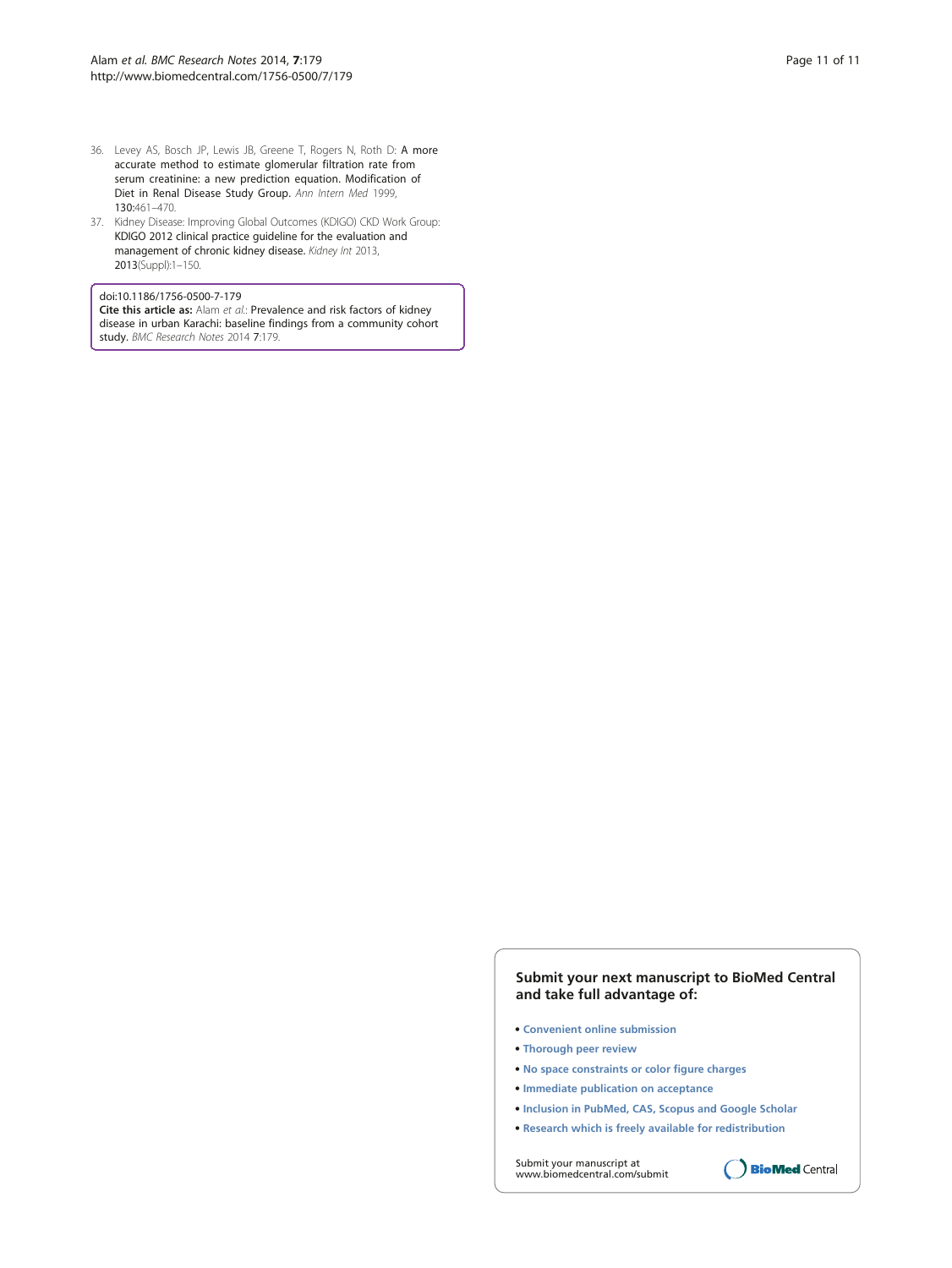36. Levey AS, Bosch JP, Lewis JB, Greene T, Rogers N, Roth D: A more accurate method to estimate glomerular filtration rate from serum creatinine: a new prediction equation. Modification of Diet in Renal Disease Study Group. *Ann Intern Med* 1999, **130**:461–470.
37. Kidney Disease: Improving Global Outcomes (KDIGO) CKD Work Group: KDIGO 2012 clinical practice guideline for the evaluation and management of chronic kidney disease. *Kidney Int* 2013, **2013**(Suppl):1–150.

doi:10.1186/1756-0500-7-179
**Cite this article as:** Alam *et al.*: Prevalence and risk factors of kidney disease in urban Karachi: baseline findings from a community cohort study. *BMC Research Notes* 2014 **7**:179.

**Submit your next manuscript to BioMed Central and take full advantage of:**

- **Convenient online submission**
- **Thorough peer review**
- **No space constraints or color figure charges**
- **Immediate publication on acceptance**
- **Inclusion in PubMed, CAS, Scopus and Google Scholar**
- **Research which is freely available for redistribution**

Submit your manuscript at
www.biomedcentral.com/submit

BioMed Central